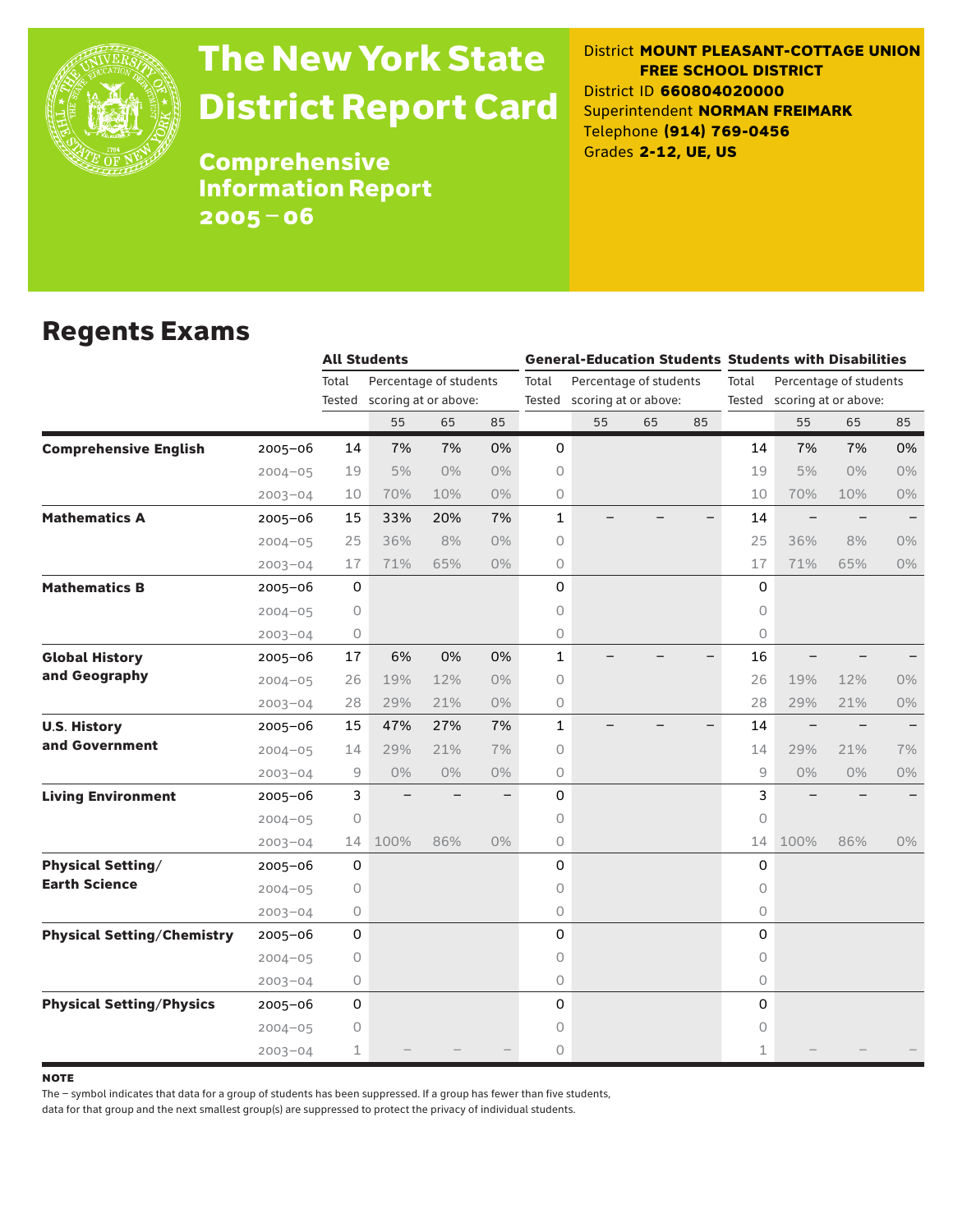# The New York State District Report Card

## Comprehensive Information Report 2005–06

District **MOUNT PLEASANT-COTTAGE UNION FREE SCHOOL DISTRICT**
District ID **660804020000**
Superintendent **NORMAN FREIMARK**
Telephone **(914) 769-0456**
Grades **2-12, UE, US**

## Regents Exams

| | | All Students | | | | General-Education Students | | | | Students with Disabilities | | | |
|---|---|---|---|---|---|---|---|---|---|---|---|---|---|
| | | Total Tested | Percentage of students scoring at or above: | | | Total Tested | Percentage of students scoring at or above: | | | Total Tested | Percentage of students scoring at or above: | | |
| | | | 55 | 65 | 85 | | 55 | 65 | 85 | | 55 | 65 | 85 |
| **Comprehensive English** | 2005–06 | 14 | 7% | 7% | 0% | 0 | | | | 14 | 7% | 7% | 0% |
| | 2004–05 | 19 | 5% | 0% | 0% | 0 | | | | 19 | 5% | 0% | 0% |
| | 2003–04 | 10 | 70% | 10% | 0% | 0 | | | | 10 | 70% | 10% | 0% |
| **Mathematics A** | 2005–06 | 15 | 33% | 20% | 7% | 1 | – | – | – | 14 | – | – | – |
| | 2004–05 | 25 | 36% | 8% | 0% | 0 | | | | 25 | 36% | 8% | 0% |
| | 2003–04 | 17 | 71% | 65% | 0% | 0 | | | | 17 | 71% | 65% | 0% |
| **Mathematics B** | 2005–06 | 0 | | | | 0 | | | | 0 | | | |
| | 2004–05 | 0 | | | | 0 | | | | 0 | | | |
| | 2003–04 | 0 | | | | 0 | | | | 0 | | | |
| **Global History and Geography** | 2005–06 | 17 | 6% | 0% | 0% | 1 | – | – | – | 16 | – | – | – |
| | 2004–05 | 26 | 19% | 12% | 0% | 0 | | | | 26 | 19% | 12% | 0% |
| | 2003–04 | 28 | 29% | 21% | 0% | 0 | | | | 28 | 29% | 21% | 0% |
| **U.S. History and Government** | 2005–06 | 15 | 47% | 27% | 7% | 1 | – | – | – | 14 | – | – | – |
| | 2004–05 | 14 | 29% | 21% | 7% | 0 | | | | 14 | 29% | 21% | 7% |
| | 2003–04 | 9 | 0% | 0% | 0% | 0 | | | | 9 | 0% | 0% | 0% |
| **Living Environment** | 2005–06 | 3 | – | – | – | 0 | | | | 3 | – | – | – |
| | 2004–05 | 0 | | | | 0 | | | | 0 | | | |
| | 2003–04 | 14 | 100% | 86% | 0% | 0 | | | | 14 | 100% | 86% | 0% |
| **Physical Setting/ Earth Science** | 2005–06 | 0 | | | | 0 | | | | 0 | | | |
| | 2004–05 | 0 | | | | 0 | | | | 0 | | | |
| | 2003–04 | 0 | | | | 0 | | | | 0 | | | |
| **Physical Setting/Chemistry** | 2005–06 | 0 | | | | 0 | | | | 0 | | | |
| | 2004–05 | 0 | | | | 0 | | | | 0 | | | |
| | 2003–04 | 0 | | | | 0 | | | | 0 | | | |
| **Physical Setting/Physics** | 2005–06 | 0 | | | | 0 | | | | 0 | | | |
| | 2004–05 | 0 | | | | 0 | | | | 0 | | | |
| | 2003–04 | 1 | – | – | – | 0 | | | | 1 | – | – | – |

**NOTE**

The – symbol indicates that data for a group of students has been suppressed. If a group has fewer than five students, data for that group and the next smallest group(s) are suppressed to protect the privacy of individual students.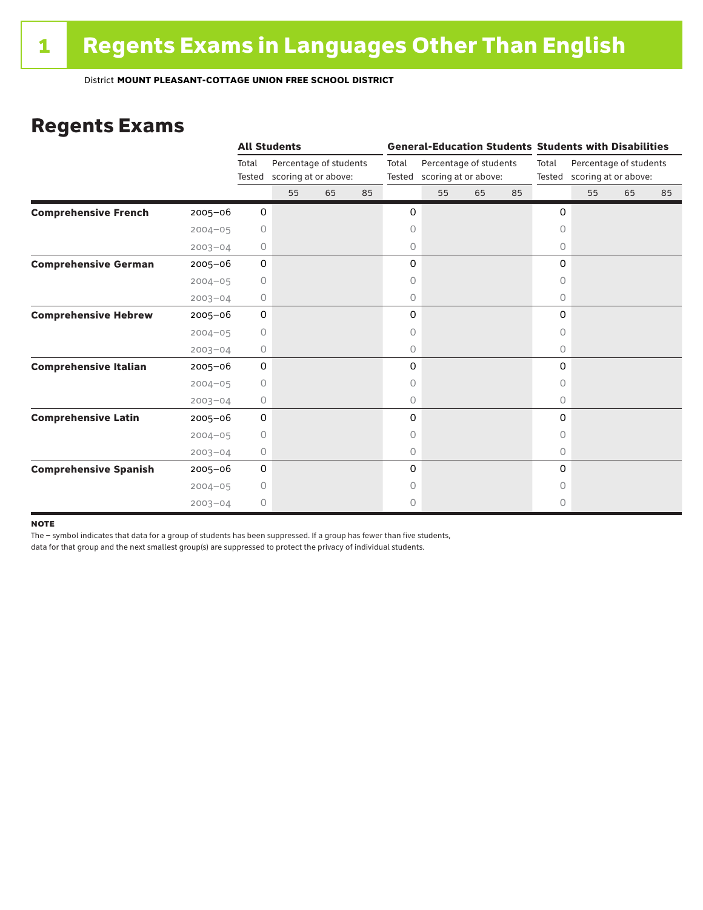# 1 Regents Exams in Languages Other Than English

District **MOUNT PLEASANT-COTTAGE UNION FREE SCHOOL DISTRICT**

## Regents Exams

| | | All Students | | | | General-Education Students | | | | Students with Disabilities | | | |
|---|---|---|---|---|---|---|---|---|---|---|---|---|---|
| | | Total Tested | Percentage of students scoring at or above: | | | Total Tested | Percentage of students scoring at or above: | | | Total Tested | Percentage of students scoring at or above: | | |
| | | | 55 | 65 | 85 | | 55 | 65 | 85 | | 55 | 65 | 85 |
| **Comprehensive French** | 2005–06 | 0 | | | | 0 | | | | 0 | | | |
| | 2004–05 | 0 | | | | 0 | | | | 0 | | | |
| | 2003–04 | 0 | | | | 0 | | | | 0 | | | |
| **Comprehensive German** | 2005–06 | 0 | | | | 0 | | | | 0 | | | |
| | 2004–05 | 0 | | | | 0 | | | | 0 | | | |
| | 2003–04 | 0 | | | | 0 | | | | 0 | | | |
| **Comprehensive Hebrew** | 2005–06 | 0 | | | | 0 | | | | 0 | | | |
| | 2004–05 | 0 | | | | 0 | | | | 0 | | | |
| | 2003–04 | 0 | | | | 0 | | | | 0 | | | |
| **Comprehensive Italian** | 2005–06 | 0 | | | | 0 | | | | 0 | | | |
| | 2004–05 | 0 | | | | 0 | | | | 0 | | | |
| | 2003–04 | 0 | | | | 0 | | | | 0 | | | |
| **Comprehensive Latin** | 2005–06 | 0 | | | | 0 | | | | 0 | | | |
| | 2004–05 | 0 | | | | 0 | | | | 0 | | | |
| | 2003–04 | 0 | | | | 0 | | | | 0 | | | |
| **Comprehensive Spanish** | 2005–06 | 0 | | | | 0 | | | | 0 | | | |
| | 2004–05 | 0 | | | | 0 | | | | 0 | | | |
| | 2003–04 | 0 | | | | 0 | | | | 0 | | | |

**NOTE**

The – symbol indicates that data for a group of students has been suppressed. If a group has fewer than five students, data for that group and the next smallest group(s) are suppressed to protect the privacy of individual students.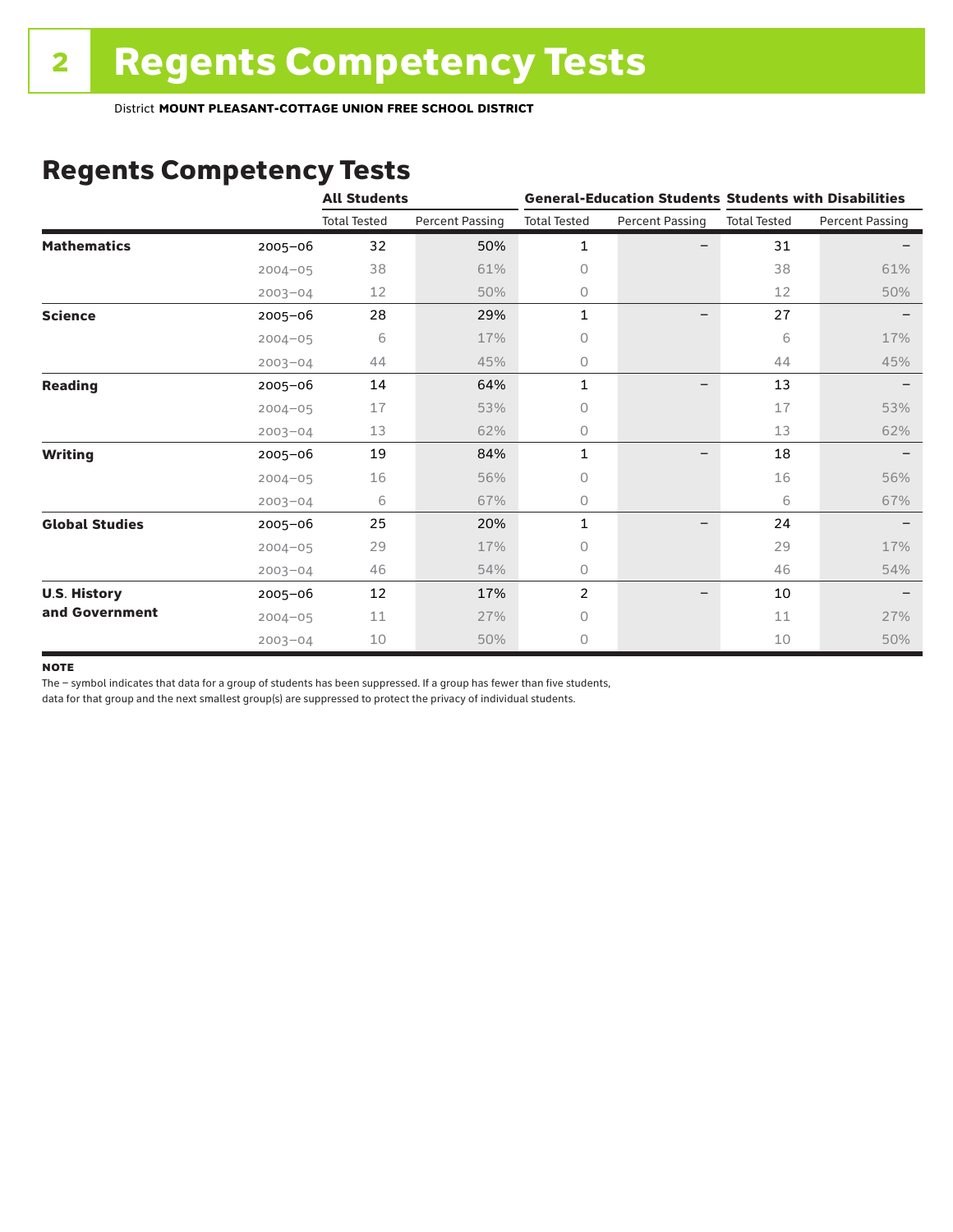# Regents Competency Tests

District **MOUNT PLEASANT-COTTAGE UNION FREE SCHOOL DISTRICT**

## Regents Competency Tests

| | | All Students | | General-Education Students | | Students with Disabilities | |
|---|---|---|---|---|---|---|---|
| | | Total Tested | Percent Passing | Total Tested | Percent Passing | Total Tested | Percent Passing |
| **Mathematics** | 2005–06 | 32 | 50% | 1 | – | 31 | – |
| | 2004–05 | 38 | 61% | 0 | | 38 | 61% |
| | 2003–04 | 12 | 50% | 0 | | 12 | 50% |
| **Science** | 2005–06 | 28 | 29% | 1 | – | 27 | – |
| | 2004–05 | 6 | 17% | 0 | | 6 | 17% |
| | 2003–04 | 44 | 45% | 0 | | 44 | 45% |
| **Reading** | 2005–06 | 14 | 64% | 1 | – | 13 | – |
| | 2004–05 | 17 | 53% | 0 | | 17 | 53% |
| | 2003–04 | 13 | 62% | 0 | | 13 | 62% |
| **Writing** | 2005–06 | 19 | 84% | 1 | – | 18 | – |
| | 2004–05 | 16 | 56% | 0 | | 16 | 56% |
| | 2003–04 | 6 | 67% | 0 | | 6 | 67% |
| **Global Studies** | 2005–06 | 25 | 20% | 1 | – | 24 | – |
| | 2004–05 | 29 | 17% | 0 | | 29 | 17% |
| | 2003–04 | 46 | 54% | 0 | | 46 | 54% |
| **U.S. History and Government** | 2005–06 | 12 | 17% | 2 | – | 10 | – |
| | 2004–05 | 11 | 27% | 0 | | 11 | 27% |
| | 2003–04 | 10 | 50% | 0 | | 10 | 50% |

**NOTE**

The – symbol indicates that data for a group of students has been suppressed. If a group has fewer than five students, data for that group and the next smallest group(s) are suppressed to protect the privacy of individual students.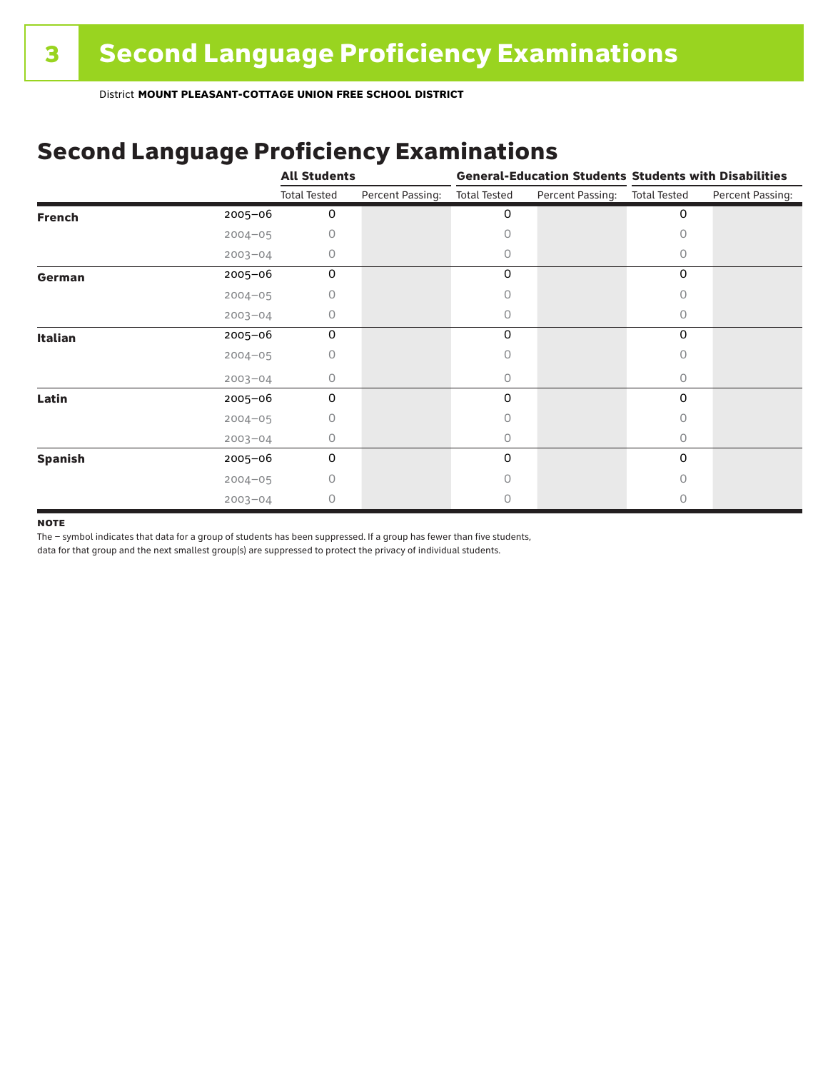# 3 Second Language Proficiency Examinations

District **MOUNT PLEASANT-COTTAGE UNION FREE SCHOOL DISTRICT**

## Second Language Proficiency Examinations

| | | All Students | | General-Education Students | | Students with Disabilities | |
|---|---|---|---|---|---|---|---|
| | | Total Tested | Percent Passing: | Total Tested | Percent Passing: | Total Tested | Percent Passing: |
| **French** | 2005–06 | 0 | | 0 | | 0 | |
| | 2004–05 | 0 | | 0 | | 0 | |
| | 2003–04 | 0 | | 0 | | 0 | |
| **German** | 2005–06 | 0 | | 0 | | 0 | |
| | 2004–05 | 0 | | 0 | | 0 | |
| | 2003–04 | 0 | | 0 | | 0 | |
| **Italian** | 2005–06 | 0 | | 0 | | 0 | |
| | 2004–05 | 0 | | 0 | | 0 | |
| | 2003–04 | 0 | | 0 | | 0 | |
| **Latin** | 2005–06 | 0 | | 0 | | 0 | |
| | 2004–05 | 0 | | 0 | | 0 | |
| | 2003–04 | 0 | | 0 | | 0 | |
| **Spanish** | 2005–06 | 0 | | 0 | | 0 | |
| | 2004–05 | 0 | | 0 | | 0 | |
| | 2003–04 | 0 | | 0 | | 0 | |

**NOTE**

The – symbol indicates that data for a group of students has been suppressed. If a group has fewer than five students, data for that group and the next smallest group(s) are suppressed to protect the privacy of individual students.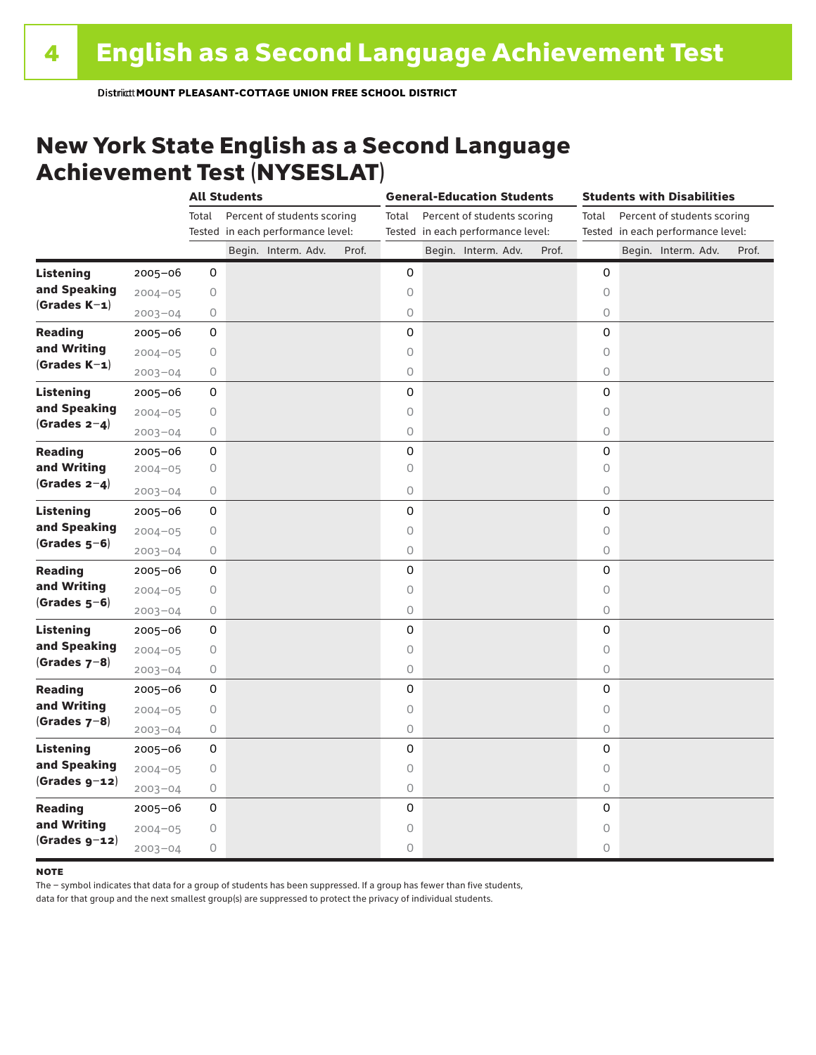# English as a Second Language Achievement Test

District **MOUNT PLEASANT-COTTAGE UNION FREE SCHOOL DISTRICT**

## New York State English as a Second Language Achievement Test (NYSESLAT)

| | | All Students | | | | | General-Education Students | | | | | Students with Disabilities | | | | |
|---|---|---|---|---|---|---|---|---|---|---|---|---|---|---|---|---|
| | | Total Tested | Percent of students scoring in each performance level: | | | | Total Tested | Percent of students scoring in each performance level: | | | | Total Tested | Percent of students scoring in each performance level: | | | |
| | | | Begin. | Interm. | Adv. | Prof. | | Begin. | Interm. | Adv. | Prof. | | Begin. | Interm. | Adv. | Prof. |
| **Listening and Speaking (Grades K–1)** | 2005–06 | 0 | | | | | 0 | | | | | 0 | | | | |
| | 2004–05 | 0 | | | | | 0 | | | | | 0 | | | | |
| | 2003–04 | 0 | | | | | 0 | | | | | 0 | | | | |
| **Reading and Writing (Grades K–1)** | 2005–06 | 0 | | | | | 0 | | | | | 0 | | | | |
| | 2004–05 | 0 | | | | | 0 | | | | | 0 | | | | |
| | 2003–04 | 0 | | | | | 0 | | | | | 0 | | | | |
| **Listening and Speaking (Grades 2–4)** | 2005–06 | 0 | | | | | 0 | | | | | 0 | | | | |
| | 2004–05 | 0 | | | | | 0 | | | | | 0 | | | | |
| | 2003–04 | 0 | | | | | 0 | | | | | 0 | | | | |
| **Reading and Writing (Grades 2–4)** | 2005–06 | 0 | | | | | 0 | | | | | 0 | | | | |
| | 2004–05 | 0 | | | | | 0 | | | | | 0 | | | | |
| | 2003–04 | 0 | | | | | 0 | | | | | 0 | | | | |
| **Listening and Speaking (Grades 5–6)** | 2005–06 | 0 | | | | | 0 | | | | | 0 | | | | |
| | 2004–05 | 0 | | | | | 0 | | | | | 0 | | | | |
| | 2003–04 | 0 | | | | | 0 | | | | | 0 | | | | |
| **Reading and Writing (Grades 5–6)** | 2005–06 | 0 | | | | | 0 | | | | | 0 | | | | |
| | 2004–05 | 0 | | | | | 0 | | | | | 0 | | | | |
| | 2003–04 | 0 | | | | | 0 | | | | | 0 | | | | |
| **Listening and Speaking (Grades 7–8)** | 2005–06 | 0 | | | | | 0 | | | | | 0 | | | | |
| | 2004–05 | 0 | | | | | 0 | | | | | 0 | | | | |
| | 2003–04 | 0 | | | | | 0 | | | | | 0 | | | | |
| **Reading and Writing (Grades 7–8)** | 2005–06 | 0 | | | | | 0 | | | | | 0 | | | | |
| | 2004–05 | 0 | | | | | 0 | | | | | 0 | | | | |
| | 2003–04 | 0 | | | | | 0 | | | | | 0 | | | | |
| **Listening and Speaking (Grades 9–12)** | 2005–06 | 0 | | | | | 0 | | | | | 0 | | | | |
| | 2004–05 | 0 | | | | | 0 | | | | | 0 | | | | |
| | 2003–04 | 0 | | | | | 0 | | | | | 0 | | | | |
| **Reading and Writing (Grades 9–12)** | 2005–06 | 0 | | | | | 0 | | | | | 0 | | | | |
| | 2004–05 | 0 | | | | | 0 | | | | | 0 | | | | |
| | 2003–04 | 0 | | | | | 0 | | | | | 0 | | | | |

**NOTE**

The – symbol indicates that data for a group of students has been suppressed. If a group has fewer than five students, data for that group and the next smallest group(s) are suppressed to protect the privacy of individual students.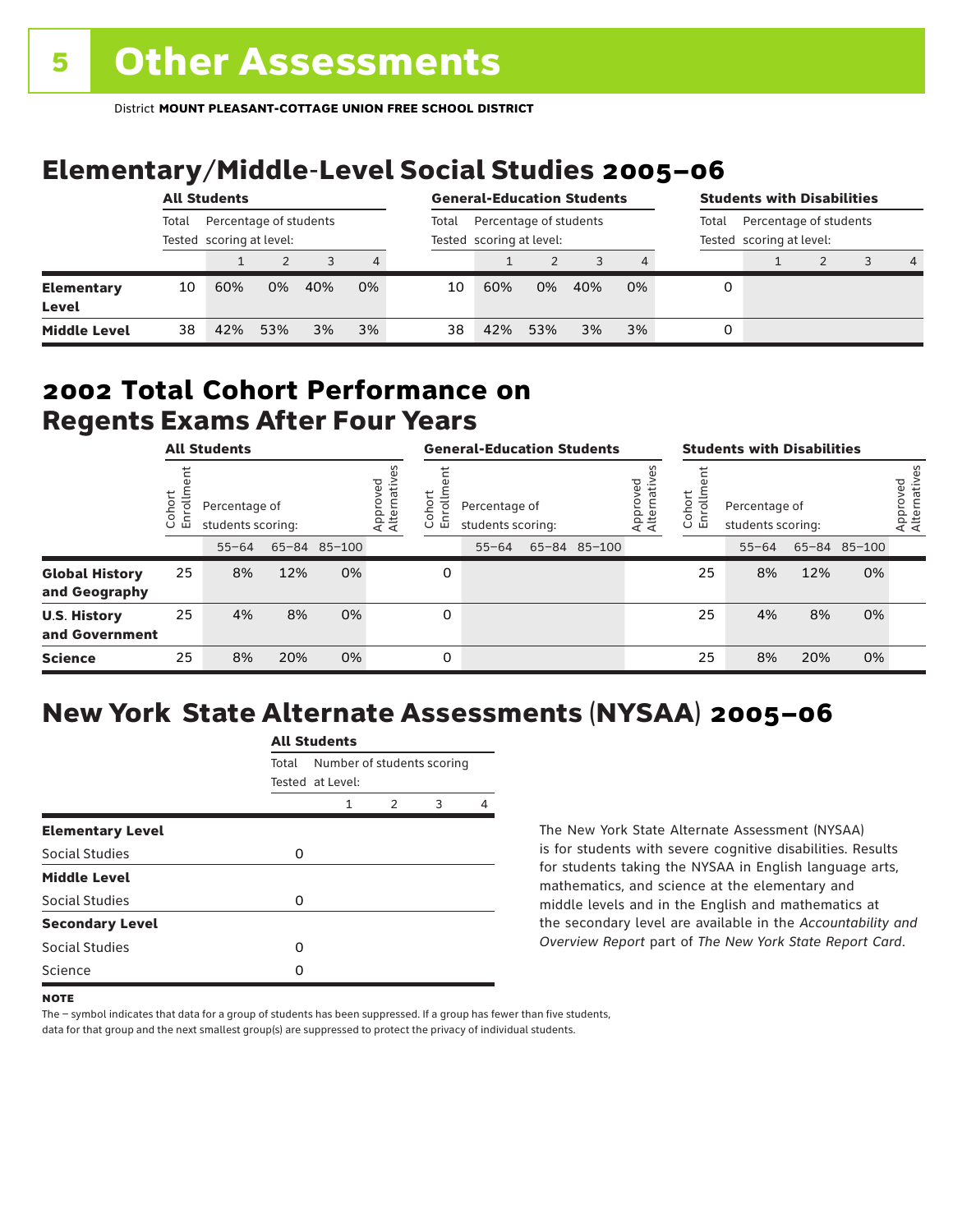# 5 Other Assessments

District **MOUNT PLEASANT-COTTAGE UNION FREE SCHOOL DISTRICT**

## Elementary/Middle-Level Social Studies 2005–06

| | All Students | | | | | General-Education Students | | | | | Students with Disabilities | | | | |
|---|---|---|---|---|---|---|---|---|---|---|---|---|---|---|---|
| | Total Tested | Percentage of students scoring at level: | | | | Total Tested | Percentage of students scoring at level: | | | | Total Tested | Percentage of students scoring at level: | | | |
| | | 1 | 2 | 3 | 4 | | 1 | 2 | 3 | 4 | | 1 | 2 | 3 | 4 |
| **Elementary Level** | 10 | 60% | 0% | 40% | 0% | 10 | 60% | 0% | 40% | 0% | 0 | | | | |
| **Middle Level** | 38 | 42% | 53% | 3% | 3% | 38 | 42% | 53% | 3% | 3% | 0 | | | | |

## 2002 Total Cohort Performance on Regents Exams After Four Years

| | All Students | | | | | General-Education Students | | | | | Students with Disabilities | | | | |
|---|---|---|---|---|---|---|---|---|---|---|---|---|---|---|---|
| | Cohort Enrollment | Percentage of students scoring: | | | Approved Alternatives | Cohort Enrollment | Percentage of students scoring: | | | Approved Alternatives | Cohort Enrollment | Percentage of students scoring: | | | Approved Alternatives |
| | | 55–64 | 65–84 | 85–100 | | | 55–64 | 65–84 | 85–100 | | | 55–64 | 65–84 | 85–100 | |
| **Global History and Geography** | 25 | 8% | 12% | 0% | | 0 | | | | | 25 | 8% | 12% | 0% | |
| **U.S. History and Government** | 25 | 4% | 8% | 0% | | 0 | | | | | 25 | 4% | 8% | 0% | |
| **Science** | 25 | 8% | 20% | 0% | | 0 | | | | | 25 | 8% | 20% | 0% | |

## New York State Alternate Assessments (NYSAA) 2005–06

| | All Students | | | | |
|---|---|---|---|---|---|
| | Total Tested | Number of students scoring at Level: | | | |
| | | 1 | 2 | 3 | 4 |
| **Elementary Level** | | | | | |
| Social Studies | 0 | | | | |
| **Middle Level** | | | | | |
| Social Studies | 0 | | | | |
| **Secondary Level** | | | | | |
| Social Studies | 0 | | | | |
| Science | 0 | | | | |

The New York State Alternate Assessment (NYSAA) is for students with severe cognitive disabilities. Results for students taking the NYSAA in English language arts, mathematics, and science at the elementary and middle levels and in the English and mathematics at the secondary level are available in the *Accountability and Overview Report* part of *The New York State Report Card*.

**NOTE**

The – symbol indicates that data for a group of students has been suppressed. If a group has fewer than five students, data for that group and the next smallest group(s) are suppressed to protect the privacy of individual students.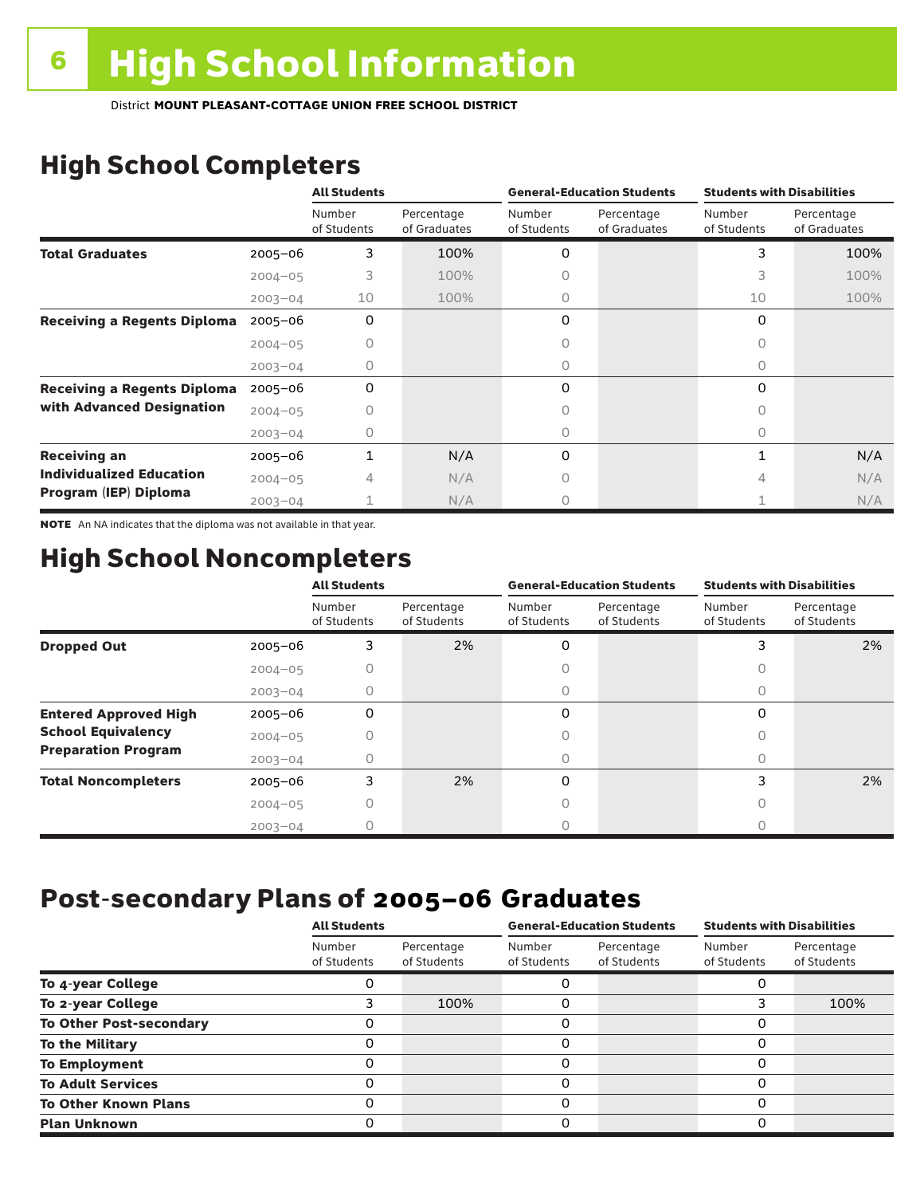# 6 High School Information

District **MOUNT PLEASANT-COTTAGE UNION FREE SCHOOL DISTRICT**

## High School Completers

| | | All Students | | General-Education Students | | Students with Disabilities | |
|---|---|---|---|---|---|---|---|
| | | Number of Students | Percentage of Graduates | Number of Students | Percentage of Graduates | Number of Students | Percentage of Graduates |
| **Total Graduates** | 2005–06 | 3 | 100% | 0 | | 3 | 100% |
| | 2004–05 | 3 | 100% | 0 | | 3 | 100% |
| | 2003–04 | 10 | 100% | 0 | | 10 | 100% |
| **Receiving a Regents Diploma** | 2005–06 | 0 | | 0 | | 0 | |
| | 2004–05 | 0 | | 0 | | 0 | |
| | 2003–04 | 0 | | 0 | | 0 | |
| **Receiving a Regents Diploma with Advanced Designation** | 2005–06 | 0 | | 0 | | 0 | |
| | 2004–05 | 0 | | 0 | | 0 | |
| | 2003–04 | 0 | | 0 | | 0 | |
| **Receiving an Individualized Education Program (IEP) Diploma** | 2005–06 | 1 | N/A | 0 | | 1 | N/A |
| | 2004–05 | 4 | N/A | 0 | | 4 | N/A |
| | 2003–04 | 1 | N/A | 0 | | 1 | N/A |

**NOTE** An NA indicates that the diploma was not available in that year.

## High School Noncompleters

| | | All Students | | General-Education Students | | Students with Disabilities | |
|---|---|---|---|---|---|---|---|
| | | Number of Students | Percentage of Students | Number of Students | Percentage of Students | Number of Students | Percentage of Students |
| **Dropped Out** | 2005–06 | 3 | 2% | 0 | | 3 | 2% |
| | 2004–05 | 0 | | 0 | | 0 | |
| | 2003–04 | 0 | | 0 | | 0 | |
| **Entered Approved High School Equivalency Preparation Program** | 2005–06 | 0 | | 0 | | 0 | |
| | 2004–05 | 0 | | 0 | | 0 | |
| | 2003–04 | 0 | | 0 | | 0 | |
| **Total Noncompleters** | 2005–06 | 3 | 2% | 0 | | 3 | 2% |
| | 2004–05 | 0 | | 0 | | 0 | |
| | 2003–04 | 0 | | 0 | | 0 | |

## Post-secondary Plans of 2005–06 Graduates

| | All Students | | General-Education Students | | Students with Disabilities | |
|---|---|---|---|---|---|---|
| | Number of Students | Percentage of Students | Number of Students | Percentage of Students | Number of Students | Percentage of Students |
| **To 4-year College** | 0 | | 0 | | 0 | |
| **To 2-year College** | 3 | 100% | 0 | | 3 | 100% |
| **To Other Post-secondary** | 0 | | 0 | | 0 | |
| **To the Military** | 0 | | 0 | | 0 | |
| **To Employment** | 0 | | 0 | | 0 | |
| **To Adult Services** | 0 | | 0 | | 0 | |
| **To Other Known Plans** | 0 | | 0 | | 0 | |
| **Plan Unknown** | 0 | | 0 | | 0 | |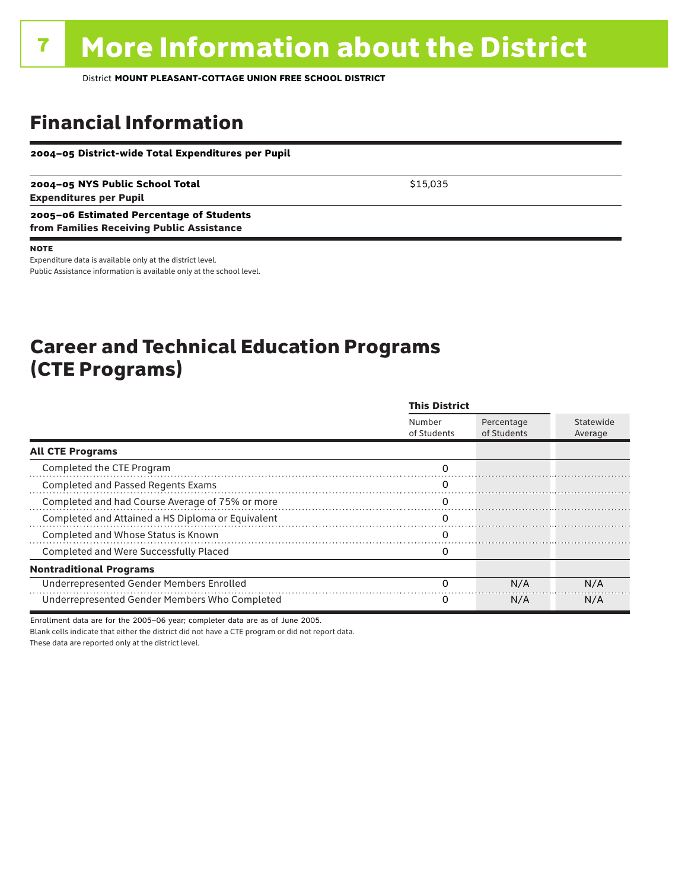# 7 More Information about the District

District **MOUNT PLEASANT-COTTAGE UNION FREE SCHOOL DISTRICT**

## Financial Information

| | |
|---|---|
| **2004–05 District-wide Total Expenditures per Pupil** | |
| **2004–05 NYS Public School Total Expenditures per Pupil** | $15,035 |
| **2005–06 Estimated Percentage of Students from Families Receiving Public Assistance** | |

**NOTE**

Expenditure data is available only at the district level.
Public Assistance information is available only at the school level.

## Career and Technical Education Programs (CTE Programs)

| | This District | | |
|---|---|---|---|
| | Number of Students | Percentage of Students | Statewide Average |
| **All CTE Programs** | | | |
| Completed the CTE Program | 0 | | |
| Completed and Passed Regents Exams | 0 | | |
| Completed and had Course Average of 75% or more | 0 | | |
| Completed and Attained a HS Diploma or Equivalent | 0 | | |
| Completed and Whose Status is Known | 0 | | |
| Completed and Were Successfully Placed | 0 | | |
| **Nontraditional Programs** | | | |
| Underrepresented Gender Members Enrolled | 0 | N/A | N/A |
| Underrepresented Gender Members Who Completed | 0 | N/A | N/A |

Enrollment data are for the 2005–06 year; completer data are as of June 2005.
Blank cells indicate that either the district did not have a CTE program or did not report data.
These data are reported only at the district level.